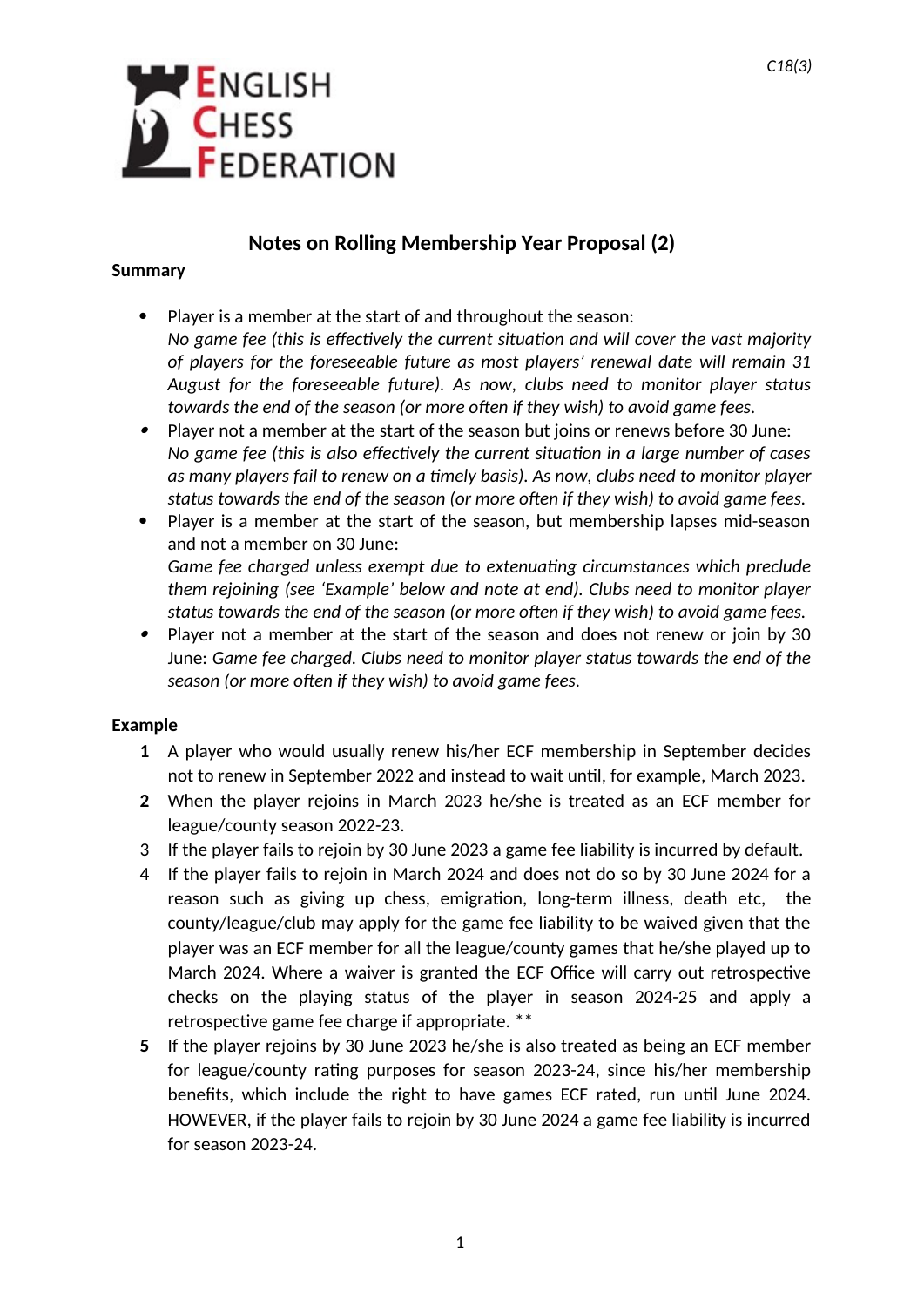C18(3)

ENGLISH CHESS FEDERATION

## Notes on Rolling Membership Year Proposal (2)

**Summary**

- Player is a member at the start of and throughout the season:
  *No game fee (this is effectively the current situation and will cover the vast majority of players for the foreseeable future as most players' renewal date will remain 31 August for the foreseeable future). As now, clubs need to monitor player status towards the end of the season (or more often if they wish) to avoid game fees.*
- Player not a member at the start of the season but joins or renews before 30 June:
  *No game fee (this is also effectively the current situation in a large number of cases as many players fail to renew on a timely basis). As now, clubs need to monitor player status towards the end of the season (or more often if they wish) to avoid game fees.*
- Player is a member at the start of the season, but membership lapses mid-season and not a member on 30 June:
  *Game fee charged unless exempt due to extenuating circumstances which preclude them rejoining (see 'Example' below and note at end). Clubs need to monitor player status towards the end of the season (or more often if they wish) to avoid game fees.*
- Player not a member at the start of the season and does not renew or join by 30 June: *Game fee charged. Clubs need to monitor player status towards the end of the season (or more often if they wish) to avoid game fees.*

**Example**

1. A player who would usually renew his/her ECF membership in September decides not to renew in September 2022 and instead to wait until, for example, March 2023.
2. When the player rejoins in March 2023 he/she is treated as an ECF member for league/county season 2022-23.
3. If the player fails to rejoin by 30 June 2023 a game fee liability is incurred by default.
4. If the player fails to rejoin in March 2024 and does not do so by 30 June 2024 for a reason such as giving up chess, emigration, long-term illness, death etc, the county/league/club may apply for the game fee liability to be waived given that the player was an ECF member for all the league/county games that he/she played up to March 2024. Where a waiver is granted the ECF Office will carry out retrospective checks on the playing status of the player in season 2024-25 and apply a retrospective game fee charge if appropriate. **
5. If the player rejoins by 30 June 2023 he/she is also treated as being an ECF member for league/county rating purposes for season 2023-24, since his/her membership benefits, which include the right to have games ECF rated, run until June 2024. HOWEVER, if the player fails to rejoin by 30 June 2024 a game fee liability is incurred for season 2023-24.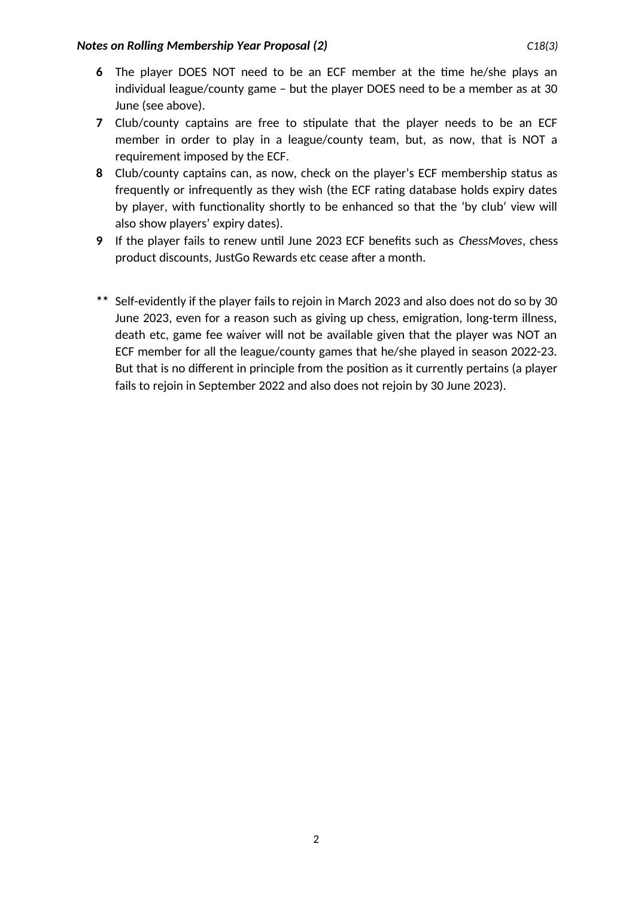**6** The player DOES NOT need to be an ECF member at the time he/she plays an individual league/county game – but the player DOES need to be a member as at 30 June (see above).

**7** Club/county captains are free to stipulate that the player needs to be an ECF member in order to play in a league/county team, but, as now, that is NOT a requirement imposed by the ECF.

**8** Club/county captains can, as now, check on the player's ECF membership status as frequently or infrequently as they wish (the ECF rating database holds expiry dates by player, with functionality shortly to be enhanced so that the 'by club' view will also show players' expiry dates).

**9** If the player fails to renew until June 2023 ECF benefits such as *ChessMoves*, chess product discounts, JustGo Rewards etc cease after a month.

**\*\*** Self-evidently if the player fails to rejoin in March 2023 and also does not do so by 30 June 2023, even for a reason such as giving up chess, emigration, long-term illness, death etc, game fee waiver will not be available given that the player was NOT an ECF member for all the league/county games that he/she played in season 2022-23. But that is no different in principle from the position as it currently pertains (a player fails to rejoin in September 2022 and also does not rejoin by 30 June 2023).